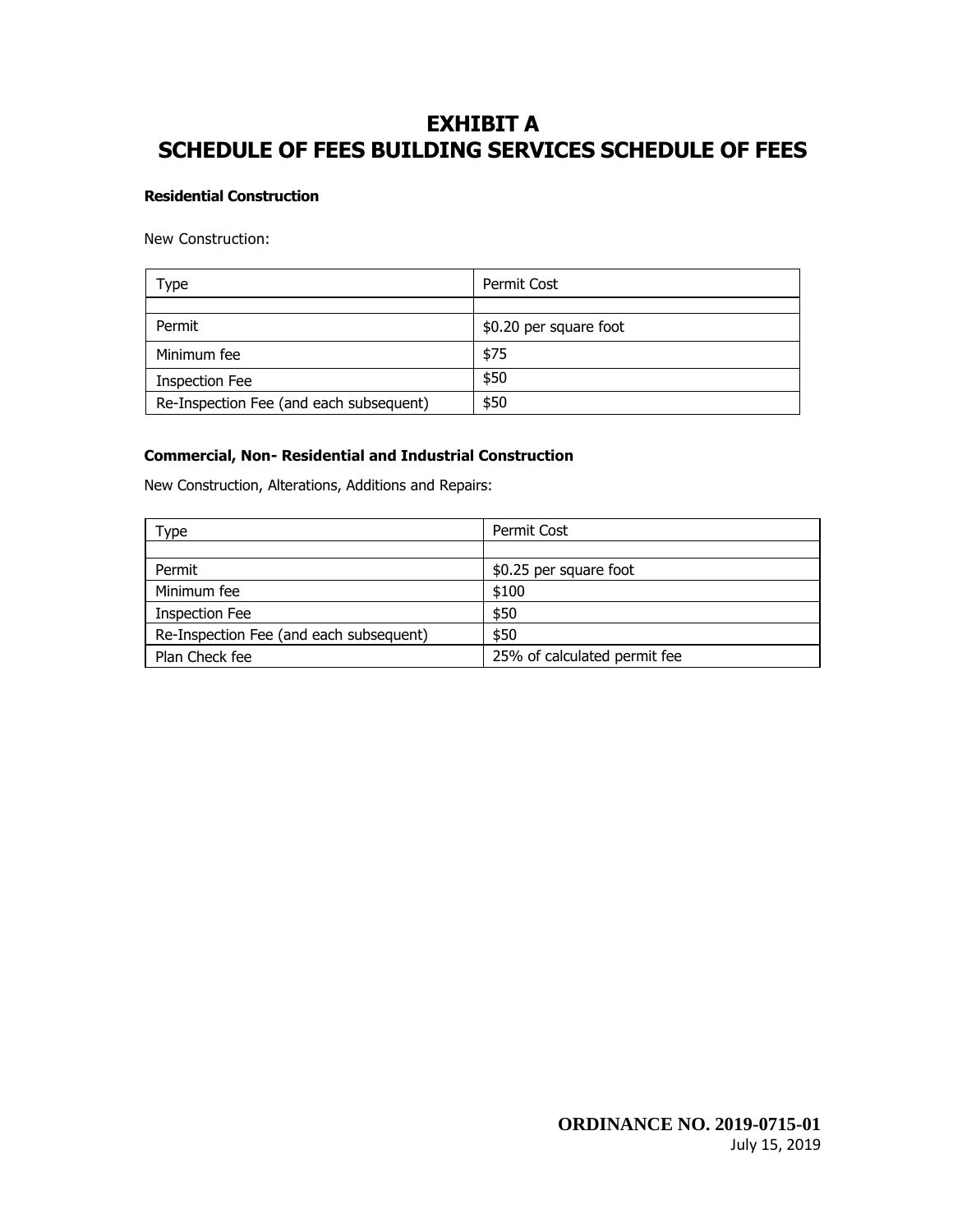# EXHIBIT A
# SCHEDULE OF FEES BUILDING SERVICES SCHEDULE OF FEES

**Residential Construction**

New Construction:

| Type | Permit Cost |
|---|---|
| | |
| Permit | $0.20 per square foot |
| Minimum fee | $75 |
| Inspection Fee | $50 |
| Re-Inspection Fee (and each subsequent) | $50 |

**Commercial, Non- Residential and Industrial Construction**

New Construction, Alterations, Additions and Repairs:

| Type | Permit Cost |
|---|---|
| | |
| Permit | $0.25 per square foot |
| Minimum fee | $100 |
| Inspection Fee | $50 |
| Re-Inspection Fee (and each subsequent) | $50 |
| Plan Check fee | 25% of calculated permit fee |

**ORDINANCE NO. 2019-0715-01**
July 15, 2019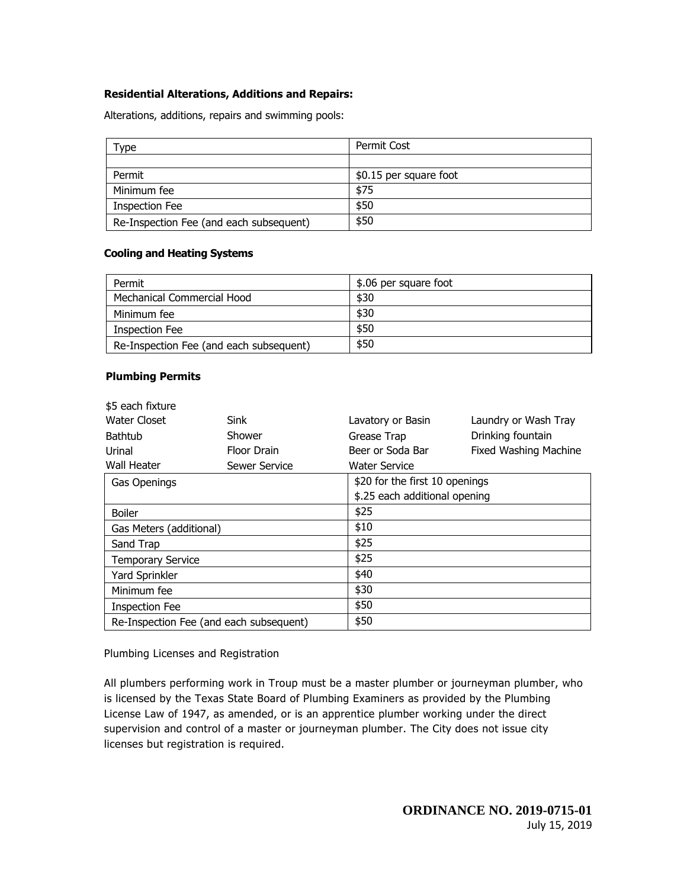**Residential Alterations, Additions and Repairs:**

Alterations, additions, repairs and swimming pools:

| Type | Permit Cost |
|---|---|
| | |
| Permit | $0.15 per square foot |
| Minimum fee | $75 |
| Inspection Fee | $50 |
| Re-Inspection Fee (and each subsequent) | $50 |

**Cooling and Heating Systems**

| Permit | $.06 per square foot |
|---|---|
| Mechanical Commercial Hood | $30 |
| Minimum fee | $30 |
| Inspection Fee | $50 |
| Re-Inspection Fee (and each subsequent) | $50 |

**Plumbing Permits**

$5 each fixture

| | | | |
|---|---|---|---|
| Water Closet | Sink | Lavatory or Basin | Laundry or Wash Tray |
| Bathtub | Shower | Grease Trap | Drinking fountain |
| Urinal | Floor Drain | Beer or Soda Bar | Fixed Washing Machine |
| Wall Heater | Sewer Service | Water Service | |

| Gas Openings | $20 for the first 10 openings<br>$.25 each additional opening |
|---|---|
| Boiler | $25 |
| Gas Meters (additional) | $10 |
| Sand Trap | $25 |
| Temporary Service | $25 |
| Yard Sprinkler | $40 |
| Minimum fee | $30 |
| Inspection Fee | $50 |
| Re-Inspection Fee (and each subsequent) | $50 |

Plumbing Licenses and Registration

All plumbers performing work in Troup must be a master plumber or journeyman plumber, who is licensed by the Texas State Board of Plumbing Examiners as provided by the Plumbing License Law of 1947, as amended, or is an apprentice plumber working under the direct supervision and control of a master or journeyman plumber. The City does not issue city licenses but registration is required.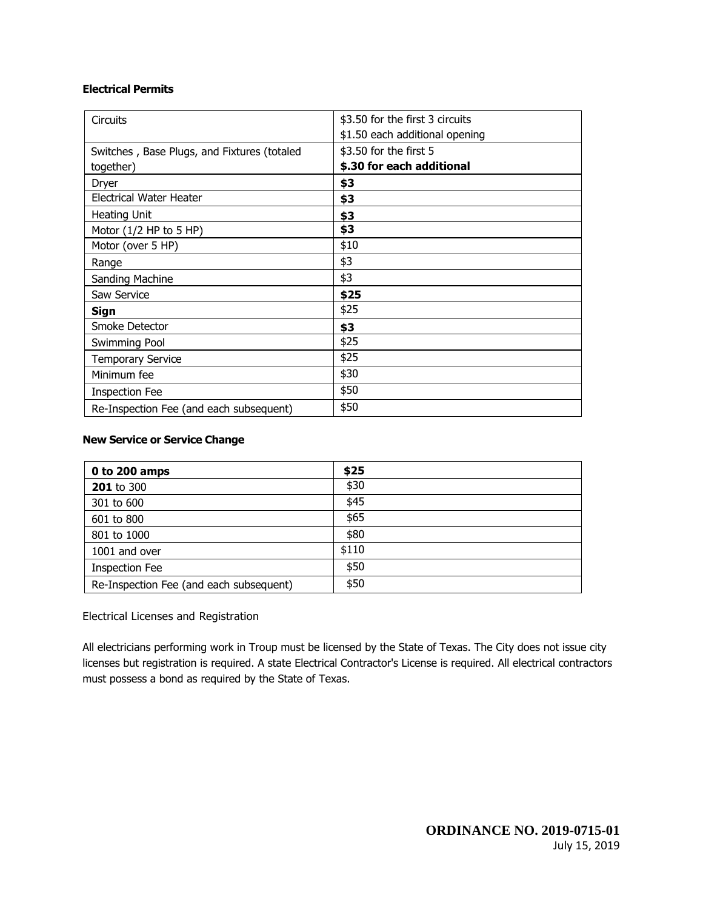**Electrical Permits**

| Circuits | $3.50 for the first 3 circuits<br>$1.50 each additional opening |
|---|---|
| Switches , Base Plugs, and Fixtures (totaled together) | $3.50 for the first 5<br>**$.30 for each additional** |
| Dryer | **$3** |
| Electrical Water Heater | **$3** |
| Heating Unit | **$3** |
| Motor (1/2 HP to 5 HP) | **$3** |
| Motor (over 5 HP) | $10 |
| Range | $3 |
| Sanding Machine | $3 |
| Saw Service | **$25** |
| **Sign** | $25 |
| Smoke Detector | **$3** |
| Swimming Pool | $25 |
| Temporary Service | $25 |
| Minimum fee | $30 |
| Inspection Fee | $50 |
| Re-Inspection Fee (and each subsequent) | $50 |

**New Service or Service Change**

| **0 to 200 amps** | **$25** |
|---|---|
| **201** to 300 | $30 |
| 301 to 600 | $45 |
| 601 to 800 | $65 |
| 801 to 1000 | $80 |
| 1001 and over | $110 |
| Inspection Fee | $50 |
| Re-Inspection Fee (and each subsequent) | $50 |

Electrical Licenses and Registration

All electricians performing work in Troup must be licensed by the State of Texas. The City does not issue city licenses but registration is required. A state Electrical Contractor's License is required. All electrical contractors must possess a bond as required by the State of Texas.

**ORDINANCE NO. 2019-0715-01**
July 15, 2019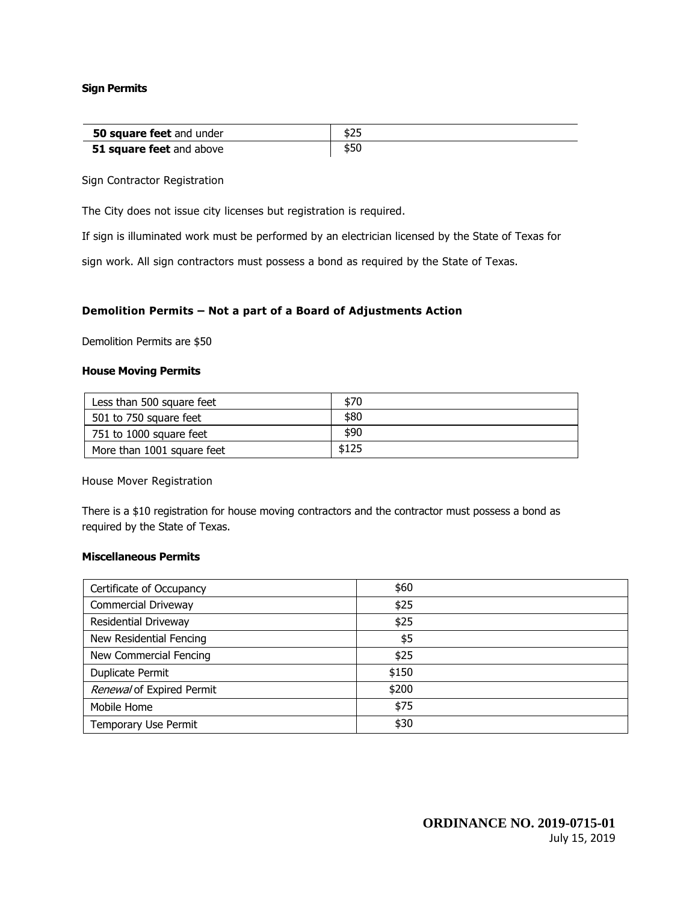**Sign Permits**

| **50 square feet** and under | $25 |
|---|---|
| **51 square feet** and above | $50 |

Sign Contractor Registration

The City does not issue city licenses but registration is required.

If sign is illuminated work must be performed by an electrician licensed by the State of Texas for sign work. All sign contractors must possess a bond as required by the State of Texas.

**Demolition Permits – Not a part of a Board of Adjustments Action**

Demolition Permits are $50

**House Moving Permits**

| Less than 500 square feet | $70 |
|---|---|
| 501 to 750 square feet | $80 |
| 751 to 1000 square feet | $90 |
| More than 1001 square feet | $125 |

House Mover Registration

There is a $10 registration for house moving contractors and the contractor must possess a bond as required by the State of Texas.

**Miscellaneous Permits**

| Certificate of Occupancy | $60 |
|---|---|
| Commercial Driveway | $25 |
| Residential Driveway | $25 |
| New Residential Fencing | $5 |
| New Commercial Fencing | $25 |
| Duplicate Permit | $150 |
| *Renewal* of Expired Permit | $200 |
| Mobile Home | $75 |
| Temporary Use Permit | $30 |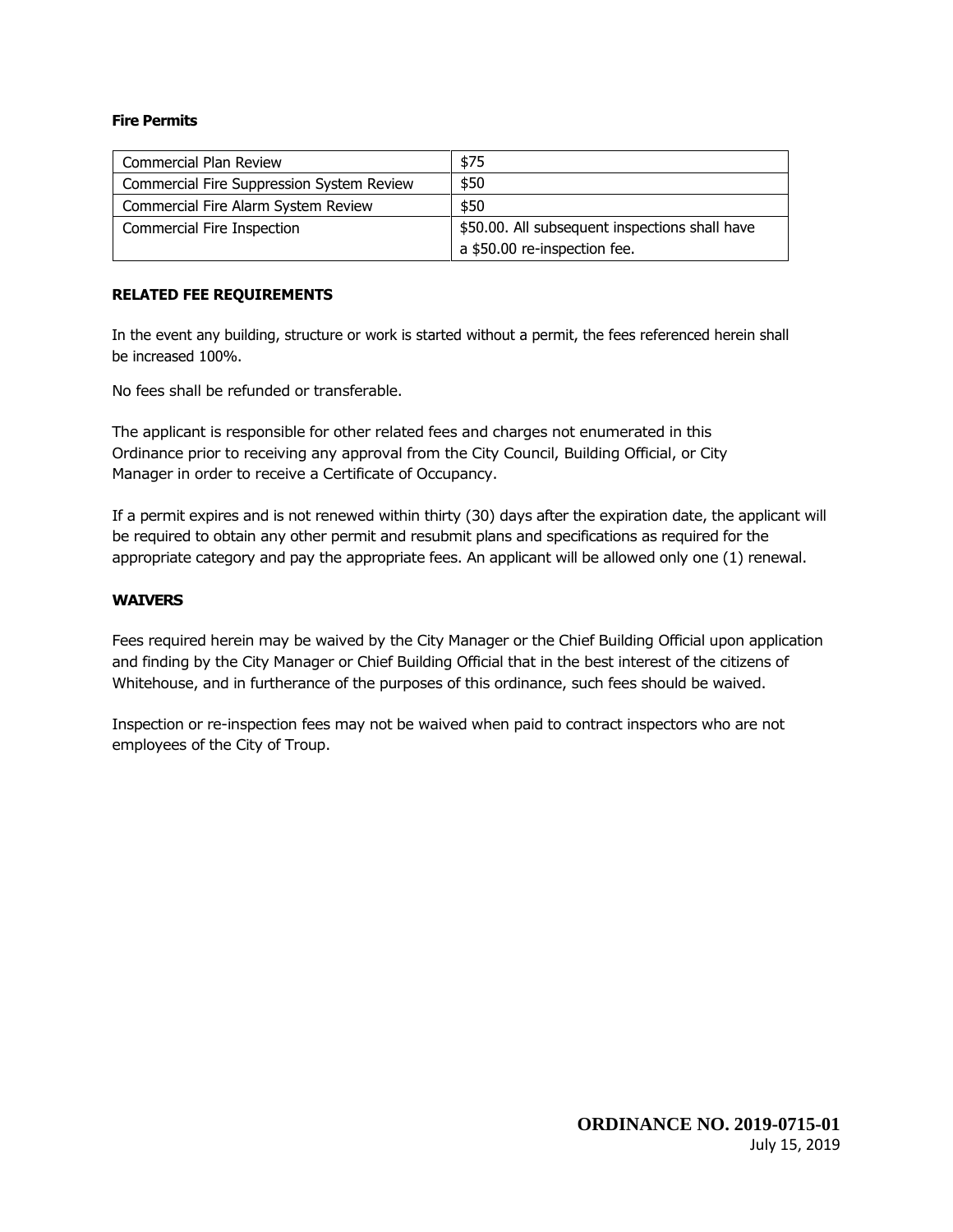**Fire Permits**

| | |
|---|---|
| Commercial Plan Review | $75 |
| Commercial Fire Suppression System Review | $50 |
| Commercial Fire Alarm System Review | $50 |
| Commercial Fire Inspection | $50.00. All subsequent inspections shall have a $50.00 re-inspection fee. |

**RELATED FEE REQUIREMENTS**

In the event any building, structure or work is started without a permit, the fees referenced herein shall be increased 100%.

No fees shall be refunded or transferable.

The applicant is responsible for other related fees and charges not enumerated in this Ordinance prior to receiving any approval from the City Council, Building Official, or City Manager in order to receive a Certificate of Occupancy.

If a permit expires and is not renewed within thirty (30) days after the expiration date, the applicant will be required to obtain any other permit and resubmit plans and specifications as required for the appropriate category and pay the appropriate fees. An applicant will be allowed only one (1) renewal.

**WAIVERS**

Fees required herein may be waived by the City Manager or the Chief Building Official upon application and finding by the City Manager or Chief Building Official that in the best interest of the citizens of Whitehouse, and in furtherance of the purposes of this ordinance, such fees should be waived.

Inspection or re-inspection fees may not be waived when paid to contract inspectors who are not employees of the City of Troup.